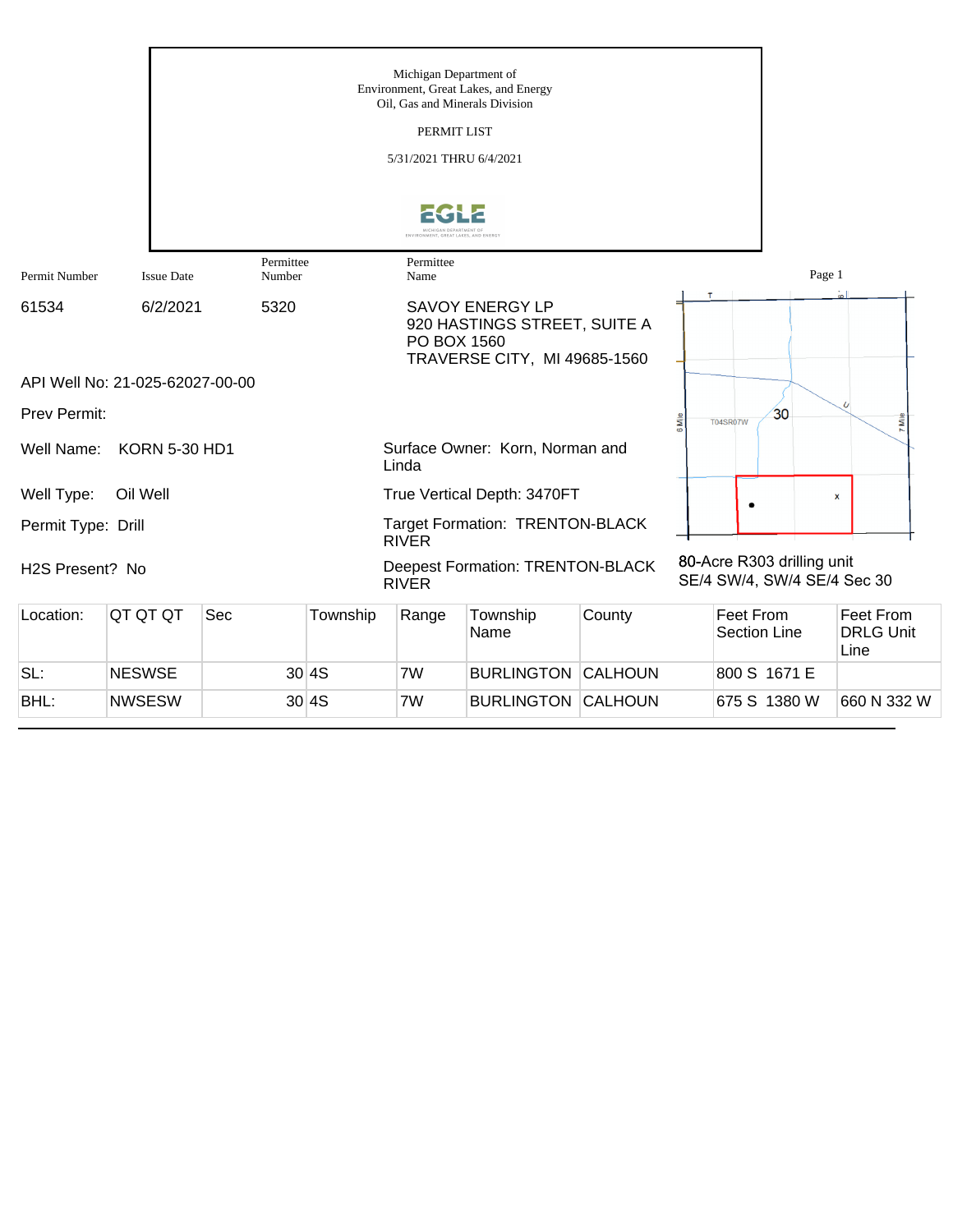Michigan Department of
Environment, Great Lakes, and Energy
Oil, Gas and Minerals Division

PERMIT LIST

5/31/2021 THRU 6/4/2021

EGLE

| Permit Number | Issue Date | Permittee Number | Permittee Name |
|---|---|---|---|
| 61534 | 6/2/2021 | 5320 | SAVOY ENERGY LP<br>920 HASTINGS STREET, SUITE A<br>PO BOX 1560<br>TRAVERSE CITY, MI 49685-1560 |

API Well No: 21-025-62027-00-00

Prev Permit:

Well Name: KORN 5-30 HD1

Surface Owner: Korn, Norman and Linda

Well Type: Oil Well

True Vertical Depth: 3470FT

Permit Type: Drill

Target Formation: TRENTON-BLACK RIVER

H2S Present? No

Deepest Formation: TRENTON-BLACK RIVER

T04SR07W
30
8 Mile
7 Mile

80-Acre R303 drilling unit
SE/4 SW/4, SW/4 SE/4 Sec 30

| Location: | QT QT QT | Sec | Township | Range | Township Name | County | Feet From Section Line | Feet From DRLG Unit Line |
|---|---|---|---|---|---|---|---|---|
| SL: | NESWSE | 30 | 4S | 7W | BURLINGTON | CALHOUN | 800 S 1671 E | |
| BHL: | NWSESW | 30 | 4S | 7W | BURLINGTON | CALHOUN | 675 S 1380 W | 660 N 332 W |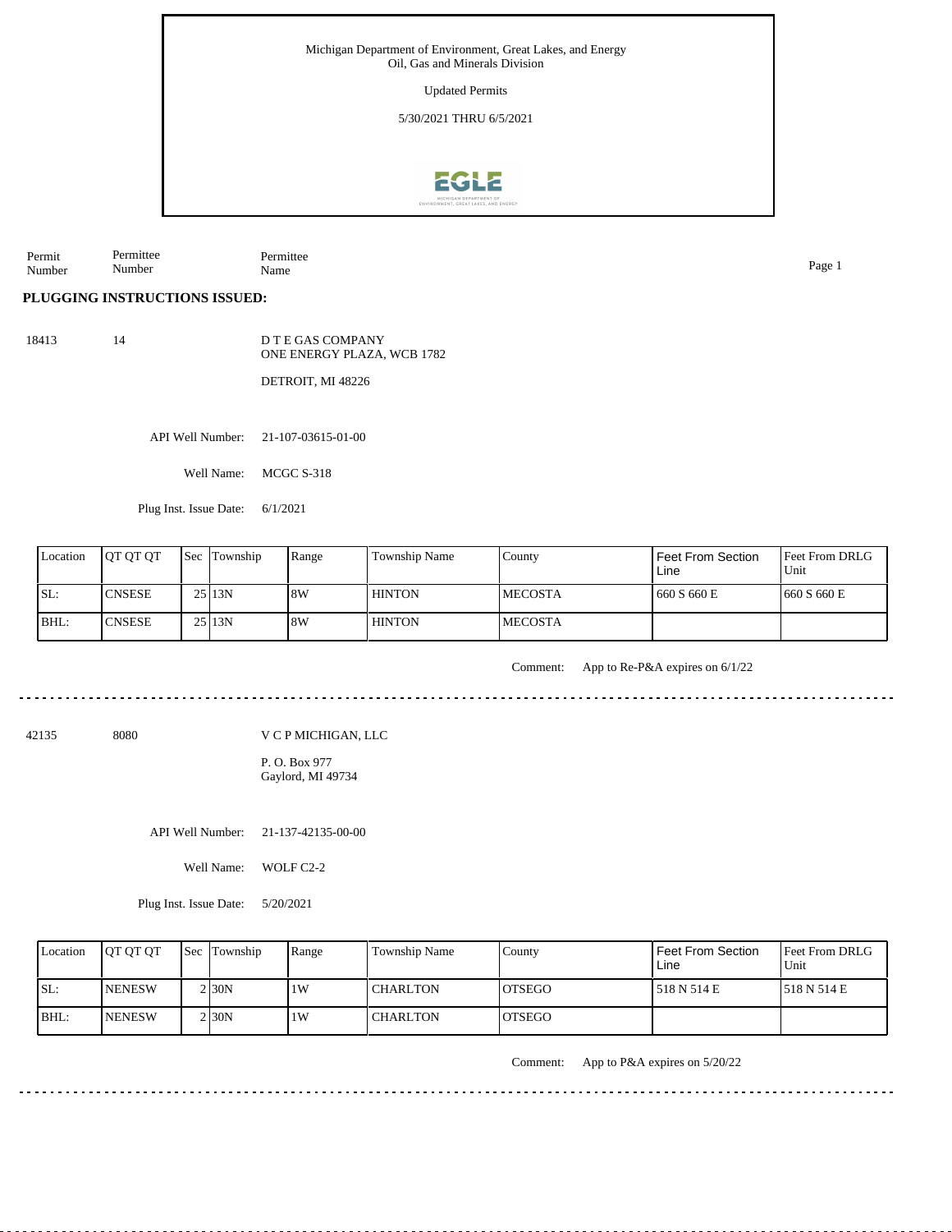Michigan Department of Environment, Great Lakes, and Energy
Oil, Gas and Minerals Division

Updated Permits

5/30/2021 THRU 6/5/2021

| Permit Number | Permittee Number | Permittee Name |
|---|---|---|

**PLUGGING INSTRUCTIONS ISSUED:**

18413 14 D T E GAS COMPANY
ONE ENERGY PLAZA, WCB 1782

DETROIT, MI 48226

API Well Number: 21-107-03615-01-00

Well Name: MCGC S-318

Plug Inst. Issue Date: 6/1/2021

| Location | QT QT QT | Sec | Township | Range | Township Name | County | Feet From Section Line | Feet From DRLG Unit |
|---|---|---|---|---|---|---|---|---|
| SL: | CNSESE | 25 | 13N | 8W | HINTON | MECOSTA | 660 S 660 E | 660 S 660 E |
| BHL: | CNSESE | 25 | 13N | 8W | HINTON | MECOSTA | | |

Comment: App to Re-P&A expires on 6/1/22

---

42135 8080 V C P MICHIGAN, LLC

P. O. Box 977
Gaylord, MI 49734

API Well Number: 21-137-42135-00-00

Well Name: WOLF C2-2

Plug Inst. Issue Date: 5/20/2021

| Location | QT QT QT | Sec | Township | Range | Township Name | County | Feet From Section Line | Feet From DRLG Unit |
|---|---|---|---|---|---|---|---|---|
| SL: | NENESW | 2 | 30N | 1W | CHARLTON | OTSEGO | 518 N 514 E | 518 N 514 E |
| BHL: | NENESW | 2 | 30N | 1W | CHARLTON | OTSEGO | | |

Comment: App to P&A expires on 5/20/22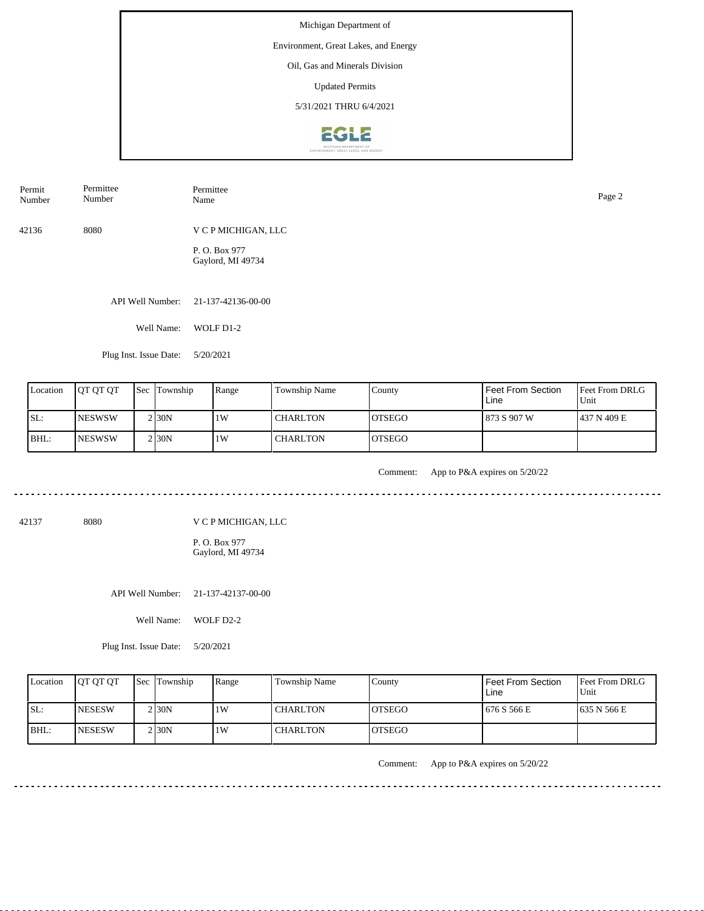Michigan Department of

Environment, Great Lakes, and Energy

Oil, Gas and Minerals Division

Updated Permits

5/31/2021 THRU 6/4/2021

| Permit Number | Permittee Number | Permittee Name |
|---|---|---|
| 42136 | 8080 | V C P MICHIGAN, LLC<br>P. O. Box 977<br>Gaylord, MI 49734 |

API Well Number: 21-137-42136-00-00

Well Name: WOLF D1-2

Plug Inst. Issue Date: 5/20/2021

| Location | QT QT QT | Sec | Township | Range | Township Name | County | Feet From Section Line | Feet From DRLG Unit |
|---|---|---|---|---|---|---|---|---|
| SL: | NESWSW | 2 | 30N | 1W | CHARLTON | OTSEGO | 873 S 907 W | 437 N 409 E |
| BHL: | NESWSW | 2 | 30N | 1W | CHARLTON | OTSEGO | | |

Comment: App to P&A expires on 5/20/22

---

| Permit Number | Permittee Number | Permittee Name |
|---|---|---|
| 42137 | 8080 | V C P MICHIGAN, LLC<br>P. O. Box 977<br>Gaylord, MI 49734 |

API Well Number: 21-137-42137-00-00

Well Name: WOLF D2-2

Plug Inst. Issue Date: 5/20/2021

| Location | QT QT QT | Sec | Township | Range | Township Name | County | Feet From Section Line | Feet From DRLG Unit |
|---|---|---|---|---|---|---|---|---|
| SL: | NESESW | 2 | 30N | 1W | CHARLTON | OTSEGO | 676 S 566 E | 635 N 566 E |
| BHL: | NESESW | 2 | 30N | 1W | CHARLTON | OTSEGO | | |

Comment: App to P&A expires on 5/20/22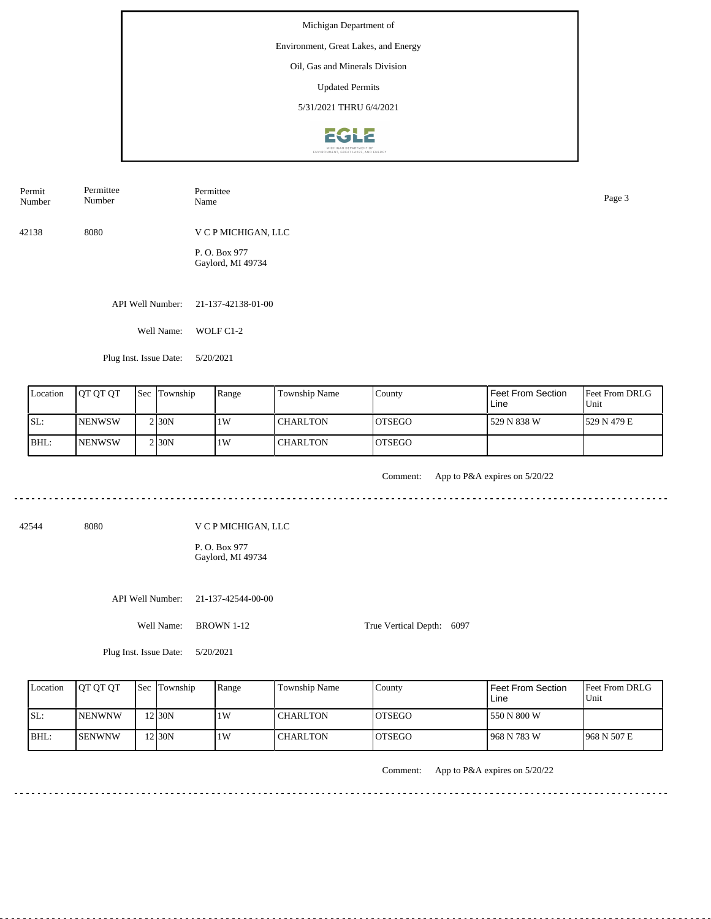Michigan Department of

Environment, Great Lakes, and Energy

Oil, Gas and Minerals Division

Updated Permits

5/31/2021 THRU 6/4/2021

| Permit Number | Permittee Number | Permittee Name |
|---|---|---|
| 42138 | 8080 | V C P MICHIGAN, LLC<br>P. O. Box 977<br>Gaylord, MI 49734 |

API Well Number: 21-137-42138-01-00

Well Name: WOLF C1-2

Plug Inst. Issue Date: 5/20/2021

| Location | QT QT QT | Sec | Township | Range | Township Name | County | Feet From Section Line | Feet From DRLG Unit |
|---|---|---|---|---|---|---|---|---|
| SL: | NENWSW | 2 | 30N | 1W | CHARLTON | OTSEGO | 529 N 838 W | 529 N 479 E |
| BHL: | NENWSW | 2 | 30N | 1W | CHARLTON | OTSEGO | | |

Comment: App to P&A expires on 5/20/22

---

| Permit Number | Permittee Number | Permittee Name |
|---|---|---|
| 42544 | 8080 | V C P MICHIGAN, LLC<br>P. O. Box 977<br>Gaylord, MI 49734 |

API Well Number: 21-137-42544-00-00

Well Name: BROWN 1-12

True Vertical Depth: 6097

Plug Inst. Issue Date: 5/20/2021

| Location | QT QT QT | Sec | Township | Range | Township Name | County | Feet From Section Line | Feet From DRLG Unit |
|---|---|---|---|---|---|---|---|---|
| SL: | NENWNW | 12 | 30N | 1W | CHARLTON | OTSEGO | 550 N 800 W | |
| BHL: | SENWNW | 12 | 30N | 1W | CHARLTON | OTSEGO | 968 N 783 W | 968 N 507 E |

Comment: App to P&A expires on 5/20/22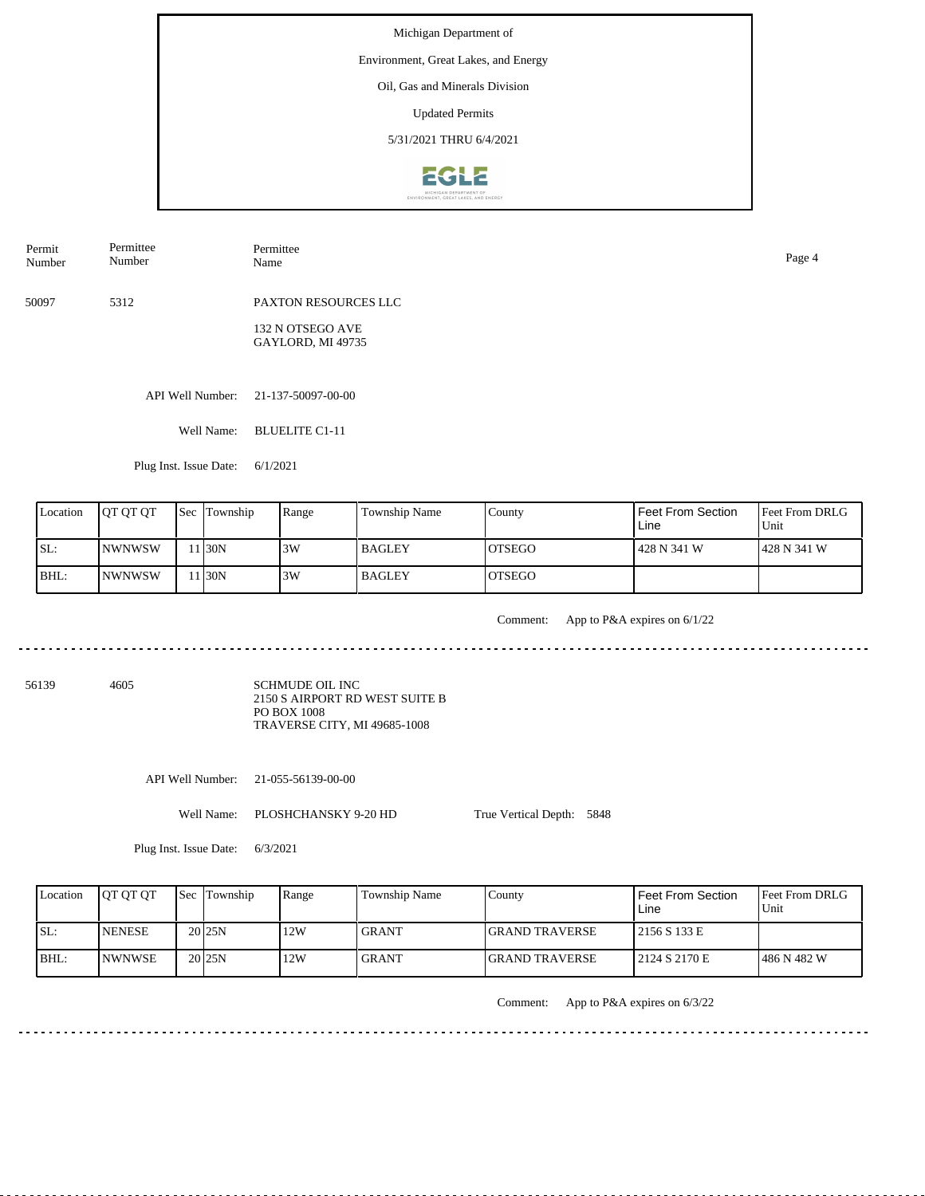Michigan Department of

Environment, Great Lakes, and Energy

Oil, Gas and Minerals Division

Updated Permits

5/31/2021 THRU 6/4/2021

| Permit Number | Permittee Number | Permittee Name |
|---|---|---|
| 50097 | 5312 | PAXTON RESOURCES LLC<br>132 N OTSEGO AVE<br>GAYLORD, MI 49735 |

API Well Number: 21-137-50097-00-00

Well Name: BLUELITE C1-11

Plug Inst. Issue Date: 6/1/2021

| Location | QT QT QT | Sec | Township | Range | Township Name | County | Feet From Section Line | Feet From DRLG Unit |
|---|---|---|---|---|---|---|---|---|
| SL: | NWNWSW | 11 | 30N | 3W | BAGLEY | OTSEGO | 428 N 341 W | 428 N 341 W |
| BHL: | NWNWSW | 11 | 30N | 3W | BAGLEY | OTSEGO | | |

Comment: App to P&A expires on 6/1/22

---

| Permit Number | Permittee Number | Permittee Name |
|---|---|---|
| 56139 | 4605 | SCHMUDE OIL INC<br>2150 S AIRPORT RD WEST SUITE B<br>PO BOX 1008<br>TRAVERSE CITY, MI 49685-1008 |

API Well Number: 21-055-56139-00-00

Well Name: PLOSHCHANSKY 9-20 HD

True Vertical Depth: 5848

Plug Inst. Issue Date: 6/3/2021

| Location | QT QT QT | Sec | Township | Range | Township Name | County | Feet From Section Line | Feet From DRLG Unit |
|---|---|---|---|---|---|---|---|---|
| SL: | NENESE | 20 | 25N | 12W | GRANT | GRAND TRAVERSE | 2156 S 133 E | |
| BHL: | NWNWSE | 20 | 25N | 12W | GRANT | GRAND TRAVERSE | 2124 S 2170 E | 486 N 482 W |

Comment: App to P&A expires on 6/3/22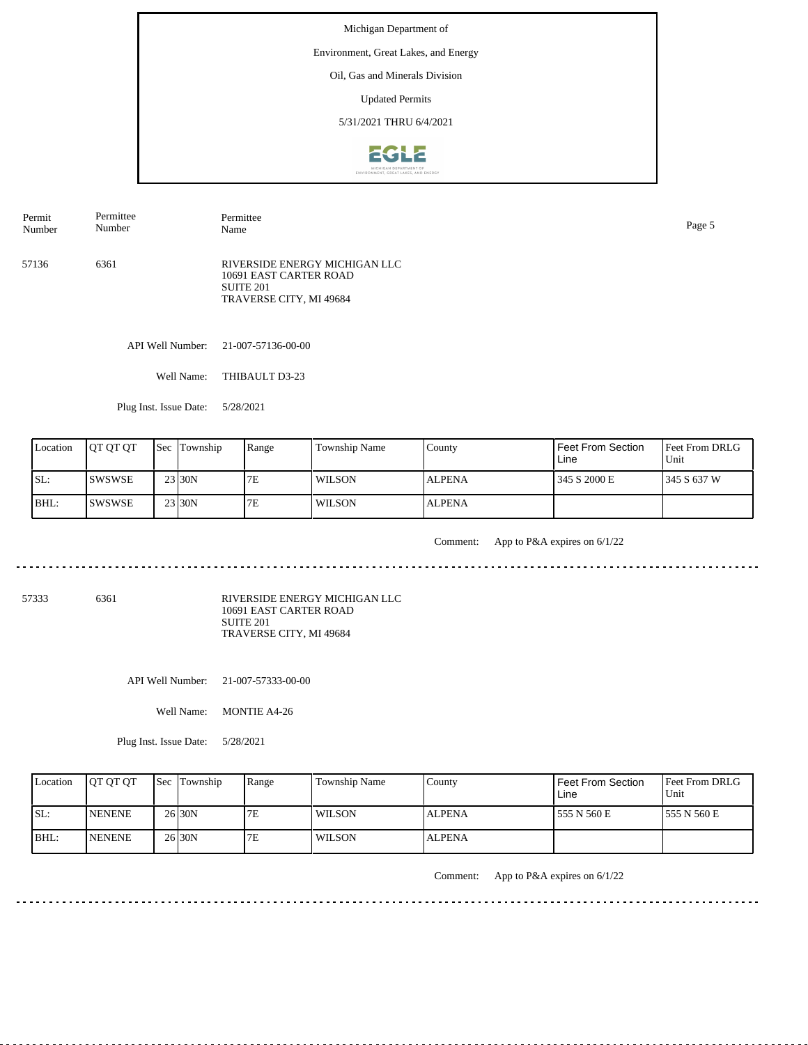Michigan Department of

Environment, Great Lakes, and Energy

Oil, Gas and Minerals Division

Updated Permits

5/31/2021 THRU 6/4/2021

| Permit Number | Permittee Number | Permittee Name |
|---|---|---|
| 57136 | 6361 | RIVERSIDE ENERGY MICHIGAN LLC<br>10691 EAST CARTER ROAD<br>SUITE 201<br>TRAVERSE CITY, MI 49684 |

API Well Number: 21-007-57136-00-00

Well Name: THIBAULT D3-23

Plug Inst. Issue Date: 5/28/2021

| Location | QT QT QT | Sec | Township | Range | Township Name | County | Feet From Section Line | Feet From DRLG Unit |
|---|---|---|---|---|---|---|---|---|
| SL: | SWSWSE | 23 | 30N | 7E | WILSON | ALPENA | 345 S 2000 E | 345 S 637 W |
| BHL: | SWSWSE | 23 | 30N | 7E | WILSON | ALPENA | | |

Comment: App to P&A expires on 6/1/22

| Permit Number | Permittee Number | Permittee Name |
|---|---|---|
| 57333 | 6361 | RIVERSIDE ENERGY MICHIGAN LLC<br>10691 EAST CARTER ROAD<br>SUITE 201<br>TRAVERSE CITY, MI 49684 |

API Well Number: 21-007-57333-00-00

Well Name: MONTIE A4-26

Plug Inst. Issue Date: 5/28/2021

| Location | QT QT QT | Sec | Township | Range | Township Name | County | Feet From Section Line | Feet From DRLG Unit |
|---|---|---|---|---|---|---|---|---|
| SL: | NENENE | 26 | 30N | 7E | WILSON | ALPENA | 555 N 560 E | 555 N 560 E |
| BHL: | NENENE | 26 | 30N | 7E | WILSON | ALPENA | | |

Comment: App to P&A expires on 6/1/22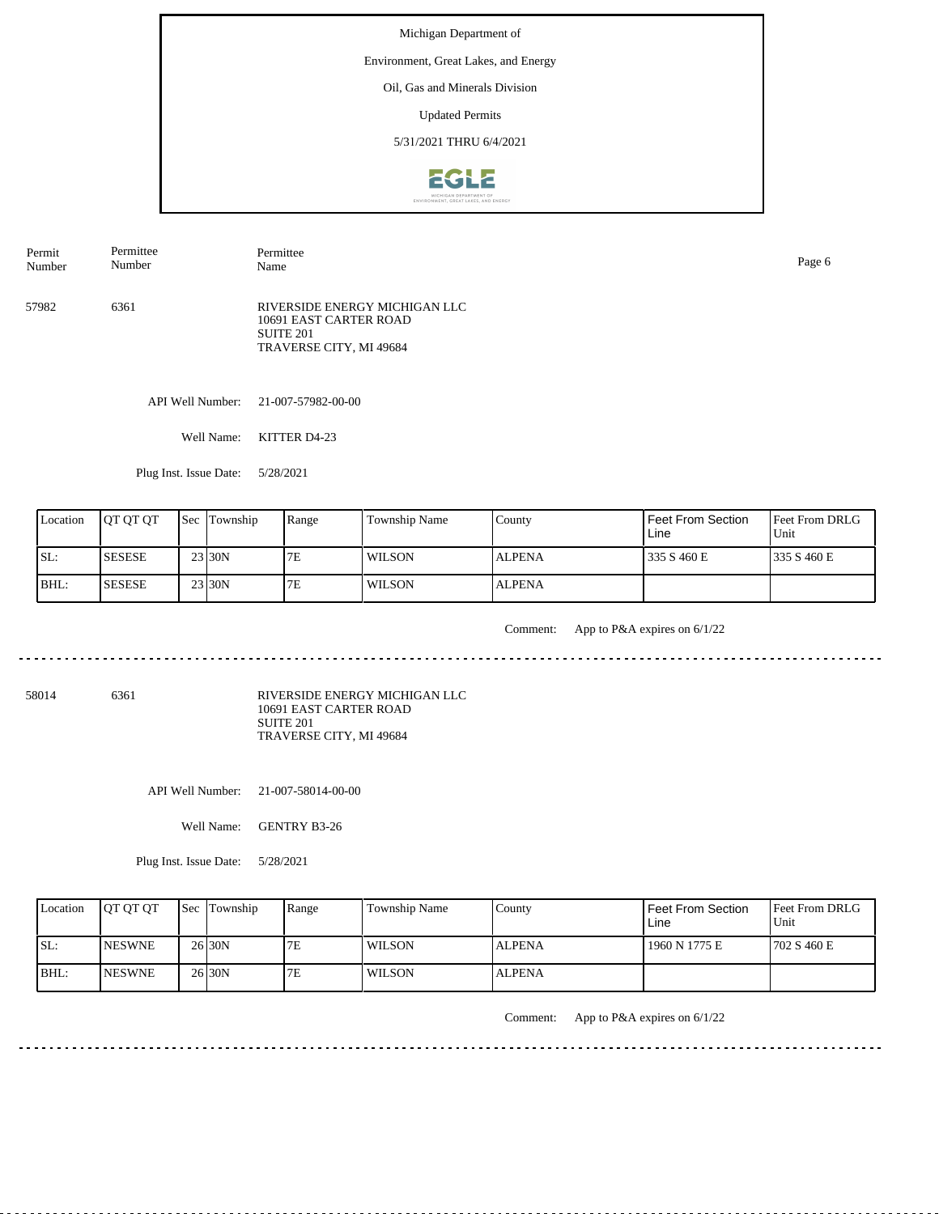Michigan Department of

Environment, Great Lakes, and Energy

Oil, Gas and Minerals Division

Updated Permits

5/31/2021 THRU 6/4/2021

| Permit Number | Permittee Number | Permittee Name |
|---|---|---|
| 57982 | 6361 | RIVERSIDE ENERGY MICHIGAN LLC<br>10691 EAST CARTER ROAD<br>SUITE 201<br>TRAVERSE CITY, MI 49684 |

API Well Number: 21-007-57982-00-00

Well Name: KITTER D4-23

Plug Inst. Issue Date: 5/28/2021

| Location | QT QT QT | Sec | Township | Range | Township Name | County | Feet From Section Line | Feet From DRLG Unit |
|---|---|---|---|---|---|---|---|---|
| SL: | SESESE | 23 | 30N | 7E | WILSON | ALPENA | 335 S 460 E | 335 S 460 E |
| BHL: | SESESE | 23 | 30N | 7E | WILSON | ALPENA | | |

Comment: App to P&A expires on 6/1/22

| Permit Number | Permittee Number | Permittee Name |
|---|---|---|
| 58014 | 6361 | RIVERSIDE ENERGY MICHIGAN LLC<br>10691 EAST CARTER ROAD<br>SUITE 201<br>TRAVERSE CITY, MI 49684 |

API Well Number: 21-007-58014-00-00

Well Name: GENTRY B3-26

Plug Inst. Issue Date: 5/28/2021

| Location | QT QT QT | Sec | Township | Range | Township Name | County | Feet From Section Line | Feet From DRLG Unit |
|---|---|---|---|---|---|---|---|---|
| SL: | NESWNE | 26 | 30N | 7E | WILSON | ALPENA | 1960 N 1775 E | 702 S 460 E |
| BHL: | NESWNE | 26 | 30N | 7E | WILSON | ALPENA | | |

Comment: App to P&A expires on 6/1/22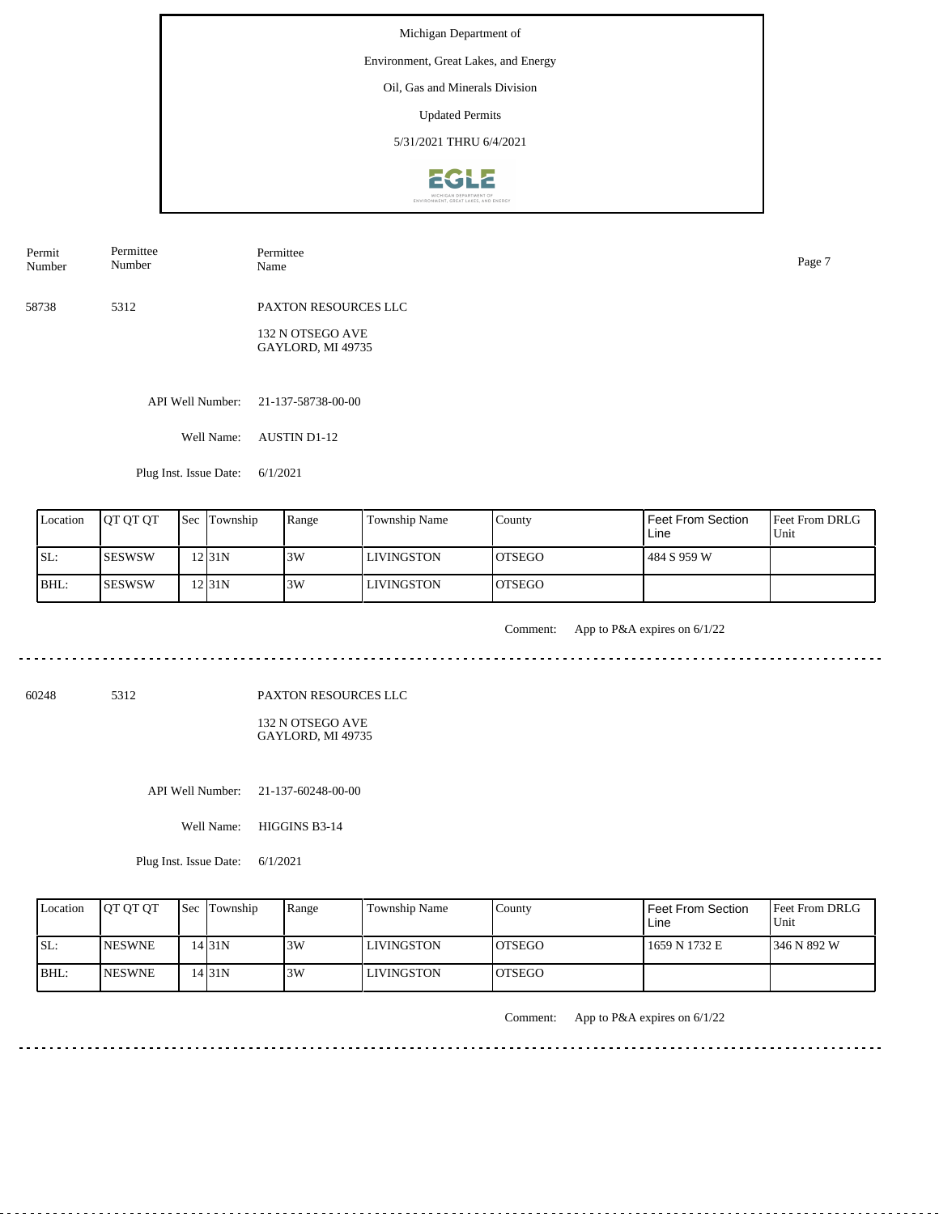Michigan Department of

Environment, Great Lakes, and Energy

Oil, Gas and Minerals Division

Updated Permits

5/31/2021 THRU 6/4/2021

| Permit Number | Permittee Number | Permittee Name |
|---|---|---|
| 58738 | 5312 | PAXTON RESOURCES LLC<br>132 N OTSEGO AVE<br>GAYLORD, MI 49735 |

API Well Number: 21-137-58738-00-00

Well Name: AUSTIN D1-12

Plug Inst. Issue Date: 6/1/2021

| Location | QT QT QT | Sec | Township | Range | Township Name | County | Feet From Section Line | Feet From DRLG Unit |
|---|---|---|---|---|---|---|---|---|
| SL: | SESWSW | 12 | 31N | 3W | LIVINGSTON | OTSEGO | 484 S 959 W | |
| BHL: | SESWSW | 12 | 31N | 3W | LIVINGSTON | OTSEGO | | |

Comment: App to P&A expires on 6/1/22

---

| Permit Number | Permittee Number | Permittee Name |
|---|---|---|
| 60248 | 5312 | PAXTON RESOURCES LLC<br>132 N OTSEGO AVE<br>GAYLORD, MI 49735 |

API Well Number: 21-137-60248-00-00

Well Name: HIGGINS B3-14

Plug Inst. Issue Date: 6/1/2021

| Location | QT QT QT | Sec | Township | Range | Township Name | County | Feet From Section Line | Feet From DRLG Unit |
|---|---|---|---|---|---|---|---|---|
| SL: | NESWNE | 14 | 31N | 3W | LIVINGSTON | OTSEGO | 1659 N 1732 E | 346 N 892 W |
| BHL: | NESWNE | 14 | 31N | 3W | LIVINGSTON | OTSEGO | | |

Comment: App to P&A expires on 6/1/22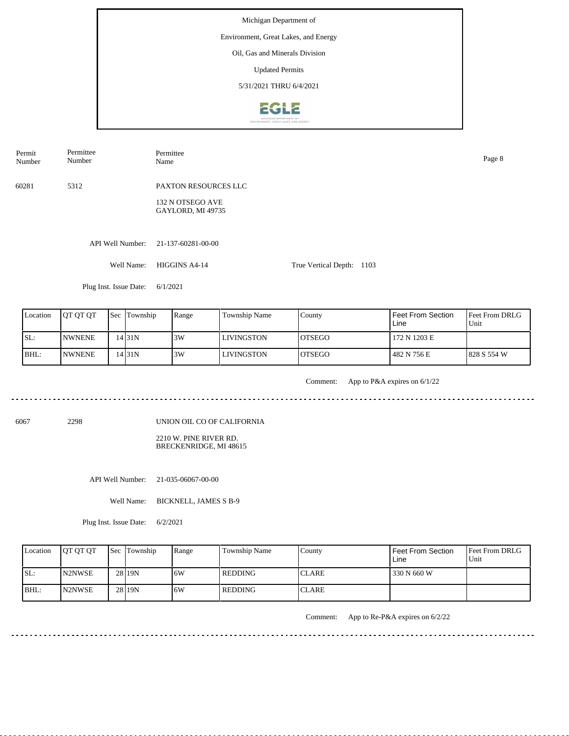Michigan Department of

Environment, Great Lakes, and Energy

Oil, Gas and Minerals Division

Updated Permits

5/31/2021 THRU 6/4/2021

| Permit Number | Permittee Number | Permittee Name |
|---|---|---|
| 60281 | 5312 | PAXTON RESOURCES LLC |

132 N OTSEGO AVE
GAYLORD, MI 49735

API Well Number: 21-137-60281-00-00

Well Name: HIGGINS A4-14

True Vertical Depth: 1103

Plug Inst. Issue Date: 6/1/2021

| Location | QT QT QT | Sec | Township | Range | Township Name | County | Feet From Section Line | Feet From DRLG Unit |
|---|---|---|---|---|---|---|---|---|
| SL: | NWNENE | 14 | 31N | 3W | LIVINGSTON | OTSEGO | 172 N 1203 E | |
| BHL: | NWNENE | 14 | 31N | 3W | LIVINGSTON | OTSEGO | 482 N 756 E | 828 S 554 W |

Comment: App to P&A expires on 6/1/22

---

| Permit Number | Permittee Number | Permittee Name |
|---|---|---|
| 6067 | 2298 | UNION OIL CO OF CALIFORNIA |

2210 W. PINE RIVER RD.
BRECKENRIDGE, MI 48615

API Well Number: 21-035-06067-00-00

Well Name: BICKNELL, JAMES S B-9

Plug Inst. Issue Date: 6/2/2021

| Location | QT QT QT | Sec | Township | Range | Township Name | County | Feet From Section Line | Feet From DRLG Unit |
|---|---|---|---|---|---|---|---|---|
| SL: | N2NWSE | 28 | 19N | 6W | REDDING | CLARE | 330 N 660 W | |
| BHL: | N2NWSE | 28 | 19N | 6W | REDDING | CLARE | | |

Comment: App to Re-P&A expires on 6/2/22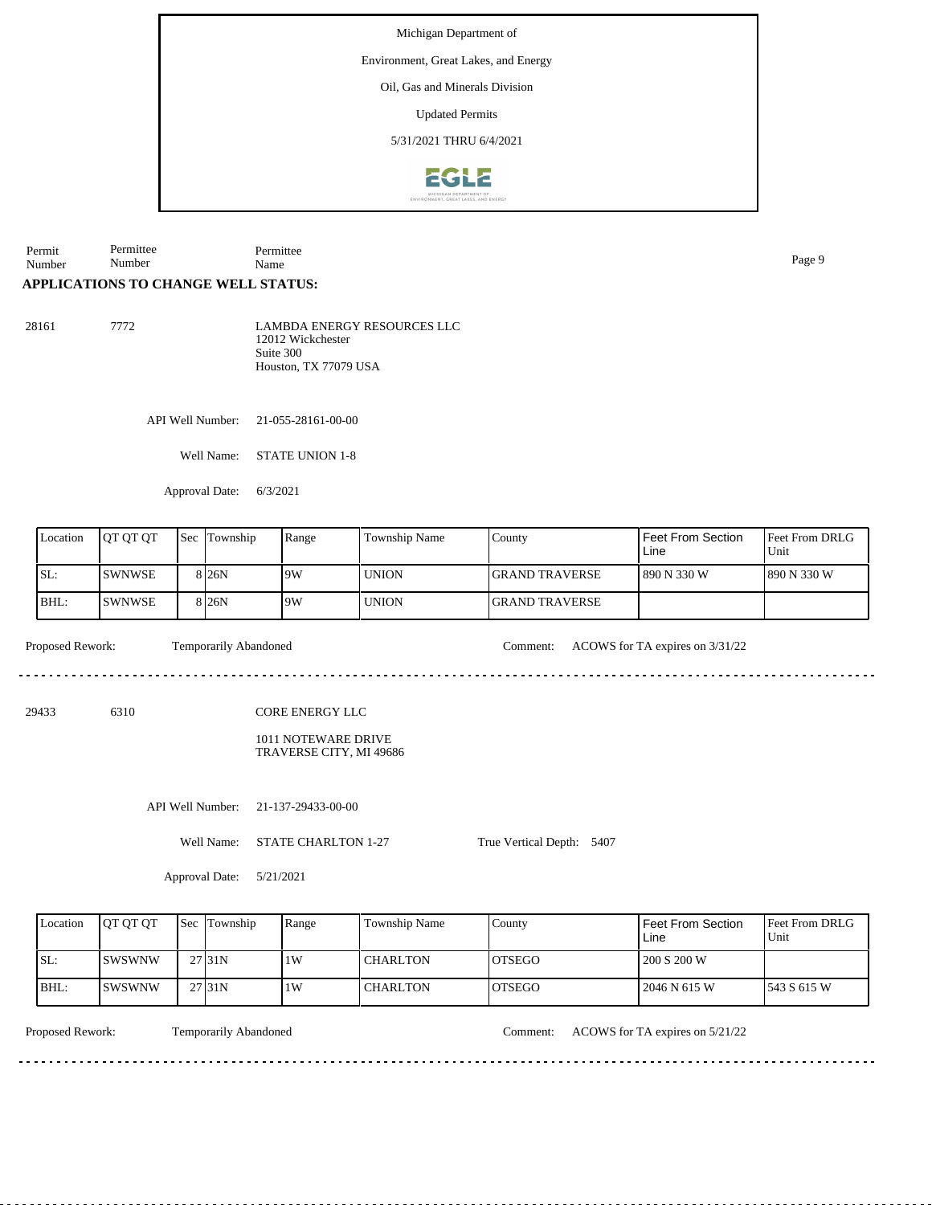Michigan Department of

Environment, Great Lakes, and Energy

Oil, Gas and Minerals Division

Updated Permits

5/31/2021 THRU 6/4/2021

| Permit Number | Permittee Number | Permittee Name |
|---|---|---|

## APPLICATIONS TO CHANGE WELL STATUS:

28161 7772 LAMBDA ENERGY RESOURCES LLC
12012 Wickchester
Suite 300
Houston, TX 77079 USA

API Well Number: 21-055-28161-00-00

Well Name: STATE UNION 1-8

Approval Date: 6/3/2021

| Location | QT QT QT | Sec | Township | Range | Township Name | County | Feet From Section Line | Feet From DRLG Unit |
|---|---|---|---|---|---|---|---|---|
| SL: | SWNWSE | 8 | 26N | 9W | UNION | GRAND TRAVERSE | 890 N 330 W | 890 N 330 W |
| BHL: | SWNWSE | 8 | 26N | 9W | UNION | GRAND TRAVERSE | | |

Proposed Rework: Temporarily Abandoned    Comment: ACOWS for TA expires on 3/31/22

---

29433 6310 CORE ENERGY LLC

1011 NOTEWARE DRIVE
TRAVERSE CITY, MI 49686

API Well Number: 21-137-29433-00-00

Well Name: STATE CHARLTON 1-27    True Vertical Depth: 5407

Approval Date: 5/21/2021

| Location | QT QT QT | Sec | Township | Range | Township Name | County | Feet From Section Line | Feet From DRLG Unit |
|---|---|---|---|---|---|---|---|---|
| SL: | SWSWNW | 27 | 31N | 1W | CHARLTON | OTSEGO | 200 S 200 W | |
| BHL: | SWSWNW | 27 | 31N | 1W | CHARLTON | OTSEGO | 2046 N 615 W | 543 S 615 W |

Proposed Rework: Temporarily Abandoned    Comment: ACOWS for TA expires on 5/21/22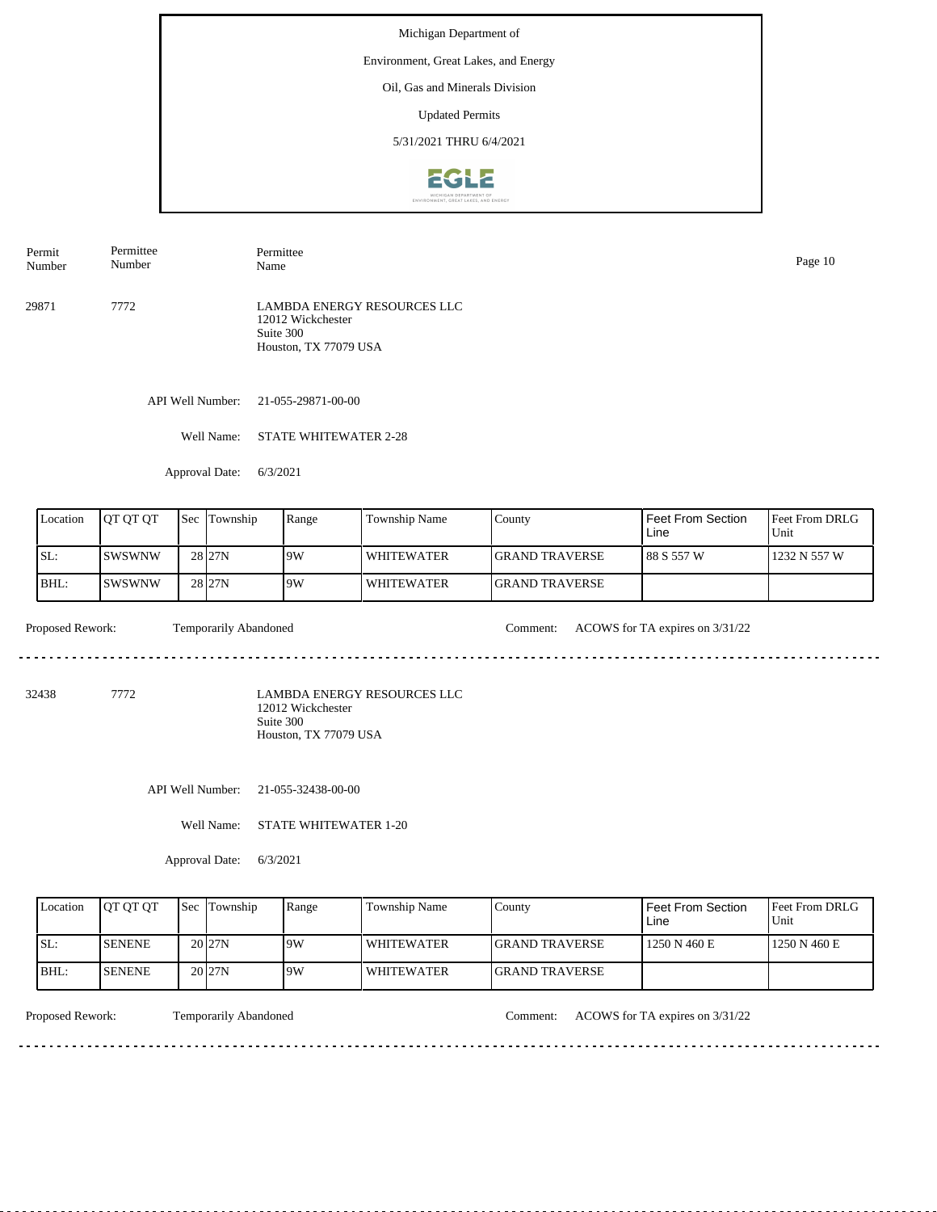Michigan Department of

Environment, Great Lakes, and Energy

Oil, Gas and Minerals Division

Updated Permits

5/31/2021 THRU 6/4/2021

| Permit Number | Permittee Number | Permittee Name |
|---|---|---|
| 29871 | 7772 | LAMBDA ENERGY RESOURCES LLC<br>12012 Wickchester<br>Suite 300<br>Houston, TX 77079 USA |

API Well Number: 21-055-29871-00-00

Well Name: STATE WHITEWATER 2-28

Approval Date: 6/3/2021

| Location | QT QT QT | Sec | Township | Range | Township Name | County | Feet From Section Line | Feet From DRLG Unit |
|---|---|---|---|---|---|---|---|---|
| SL: | SWSWNW | 28 | 27N | 9W | WHITEWATER | GRAND TRAVERSE | 88 S 557 W | 1232 N 557 W |
| BHL: | SWSWNW | 28 | 27N | 9W | WHITEWATER | GRAND TRAVERSE | | |

Proposed Rework: Temporarily Abandoned

Comment: ACOWS for TA expires on 3/31/22

---

| Permit Number | Permittee Number | Permittee Name |
|---|---|---|
| 32438 | 7772 | LAMBDA ENERGY RESOURCES LLC<br>12012 Wickchester<br>Suite 300<br>Houston, TX 77079 USA |

API Well Number: 21-055-32438-00-00

Well Name: STATE WHITEWATER 1-20

Approval Date: 6/3/2021

| Location | QT QT QT | Sec | Township | Range | Township Name | County | Feet From Section Line | Feet From DRLG Unit |
|---|---|---|---|---|---|---|---|---|
| SL: | SENENE | 20 | 27N | 9W | WHITEWATER | GRAND TRAVERSE | 1250 N 460 E | 1250 N 460 E |
| BHL: | SENENE | 20 | 27N | 9W | WHITEWATER | GRAND TRAVERSE | | |

Proposed Rework: Temporarily Abandoned

Comment: ACOWS for TA expires on 3/31/22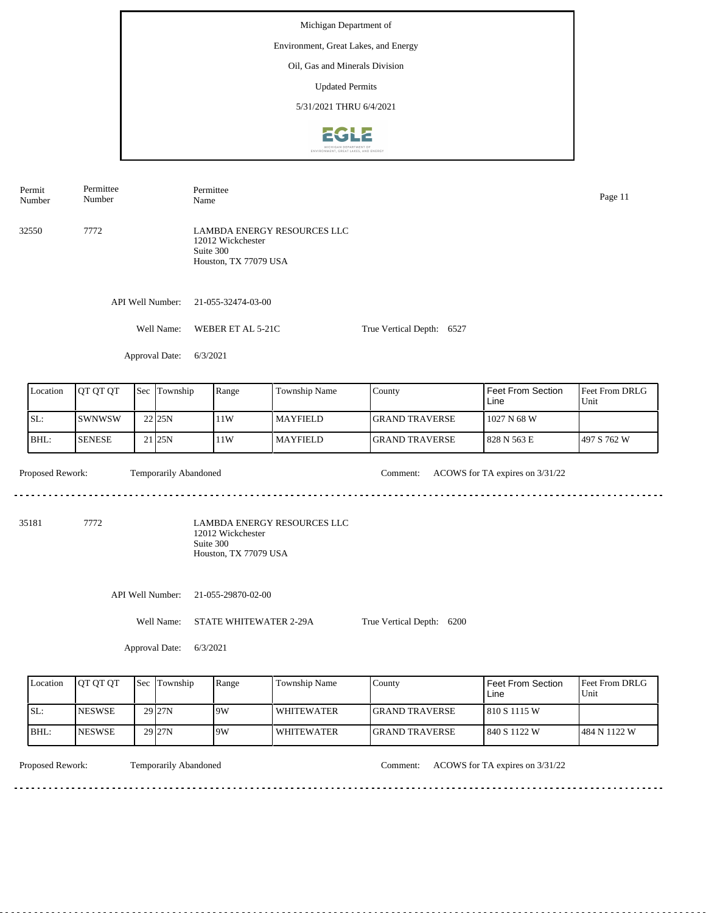Michigan Department of

Environment, Great Lakes, and Energy

Oil, Gas and Minerals Division

Updated Permits

5/31/2021 THRU 6/4/2021

| Permit Number | Permittee Number | Permittee Name |
|---|---|---|
| 32550 | 7772 | LAMBDA ENERGY RESOURCES LLC<br>12012 Wickchester<br>Suite 300<br>Houston, TX 77079 USA |

API Well Number: 21-055-32474-03-00

Well Name: WEBER ET AL 5-21C

True Vertical Depth: 6527

Approval Date: 6/3/2021

| Location | QT QT QT | Sec | Township | Range | Township Name | County | Feet From Section Line | Feet From DRLG Unit |
|---|---|---|---|---|---|---|---|---|
| SL: | SWNWSW | 22 | 25N | 11W | MAYFIELD | GRAND TRAVERSE | 1027 N 68 W | |
| BHL: | SENESE | 21 | 25N | 11W | MAYFIELD | GRAND TRAVERSE | 828 N 563 E | 497 S 762 W |

Proposed Rework: Temporarily Abandoned

Comment: ACOWS for TA expires on 3/31/22

---

| Permit Number | Permittee Number | Permittee Name |
|---|---|---|
| 35181 | 7772 | LAMBDA ENERGY RESOURCES LLC<br>12012 Wickchester<br>Suite 300<br>Houston, TX 77079 USA |

API Well Number: 21-055-29870-02-00

Well Name: STATE WHITEWATER 2-29A

True Vertical Depth: 6200

Approval Date: 6/3/2021

| Location | QT QT QT | Sec | Township | Range | Township Name | County | Feet From Section Line | Feet From DRLG Unit |
|---|---|---|---|---|---|---|---|---|
| SL: | NESWSE | 29 | 27N | 9W | WHITEWATER | GRAND TRAVERSE | 810 S 1115 W | |
| BHL: | NESWSE | 29 | 27N | 9W | WHITEWATER | GRAND TRAVERSE | 840 S 1122 W | 484 N 1122 W |

Proposed Rework: Temporarily Abandoned

Comment: ACOWS for TA expires on 3/31/22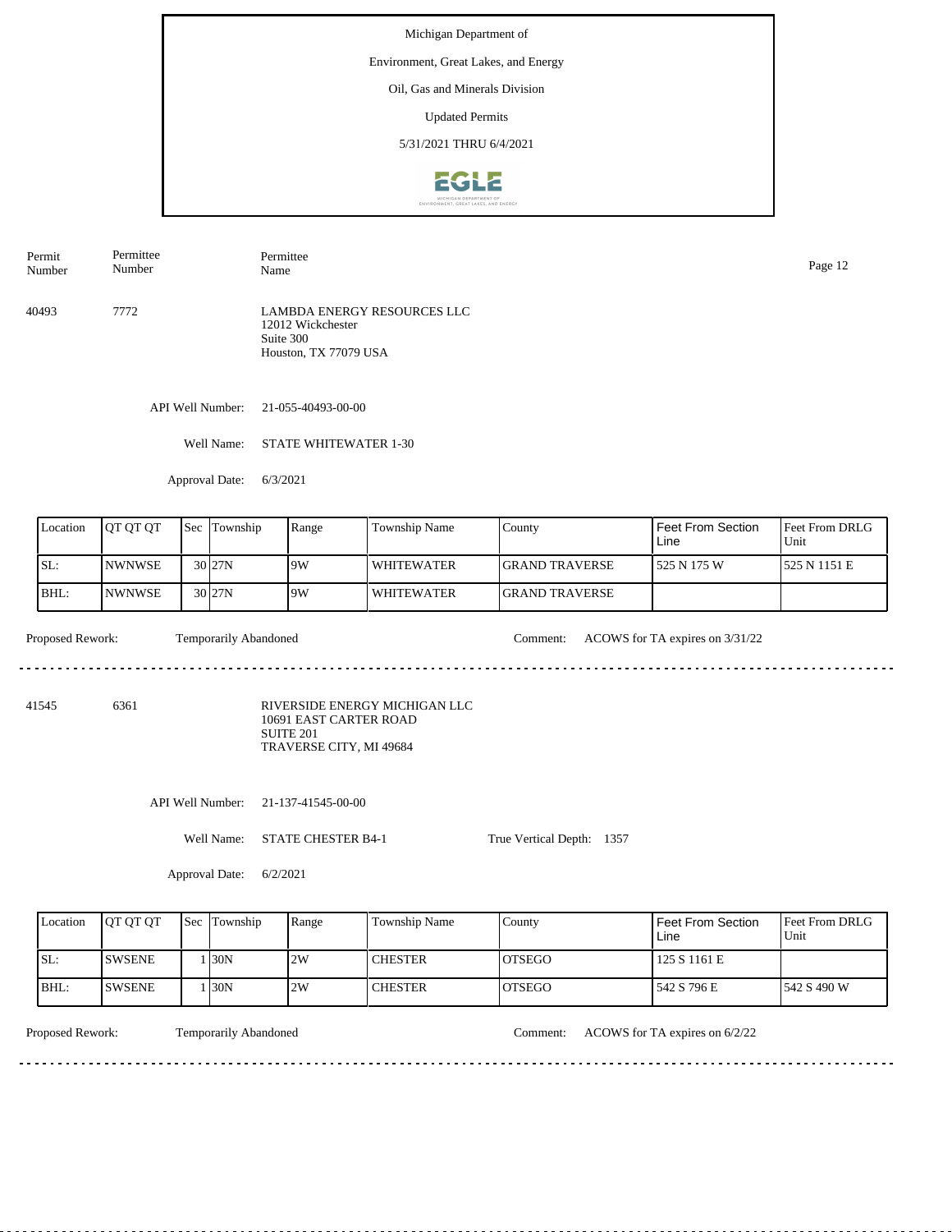Michigan Department of

Environment, Great Lakes, and Energy

Oil, Gas and Minerals Division

Updated Permits

5/31/2021 THRU 6/4/2021

| Permit Number | Permittee Number | Permittee Name |
|---|---|---|
| 40493 | 7772 | LAMBDA ENERGY RESOURCES LLC<br>12012 Wickchester<br>Suite 300<br>Houston, TX 77079 USA |

API Well Number: 21-055-40493-00-00

Well Name: STATE WHITEWATER 1-30

Approval Date: 6/3/2021

| Location | QT QT QT | Sec | Township | Range | Township Name | County | Feet From Section Line | Feet From DRLG Unit |
|---|---|---|---|---|---|---|---|---|
| SL: | NWNWSE | 30 | 27N | 9W | WHITEWATER | GRAND TRAVERSE | 525 N 175 W | 525 N 1151 E |
| BHL: | NWNWSE | 30 | 27N | 9W | WHITEWATER | GRAND TRAVERSE | | |

Proposed Rework: Temporarily Abandoned

Comment: ACOWS for TA expires on 3/31/22

---

| Permit Number | Permittee Number | Permittee Name |
|---|---|---|
| 41545 | 6361 | RIVERSIDE ENERGY MICHIGAN LLC<br>10691 EAST CARTER ROAD<br>SUITE 201<br>TRAVERSE CITY, MI 49684 |

API Well Number: 21-137-41545-00-00

Well Name: STATE CHESTER B4-1

True Vertical Depth: 1357

Approval Date: 6/2/2021

| Location | QT QT QT | Sec | Township | Range | Township Name | County | Feet From Section Line | Feet From DRLG Unit |
|---|---|---|---|---|---|---|---|---|
| SL: | SWSENE | 1 | 30N | 2W | CHESTER | OTSEGO | 125 S 1161 E | |
| BHL: | SWSENE | 1 | 30N | 2W | CHESTER | OTSEGO | 542 S 796 E | 542 S 490 W |

Proposed Rework: Temporarily Abandoned

Comment: ACOWS for TA expires on 6/2/22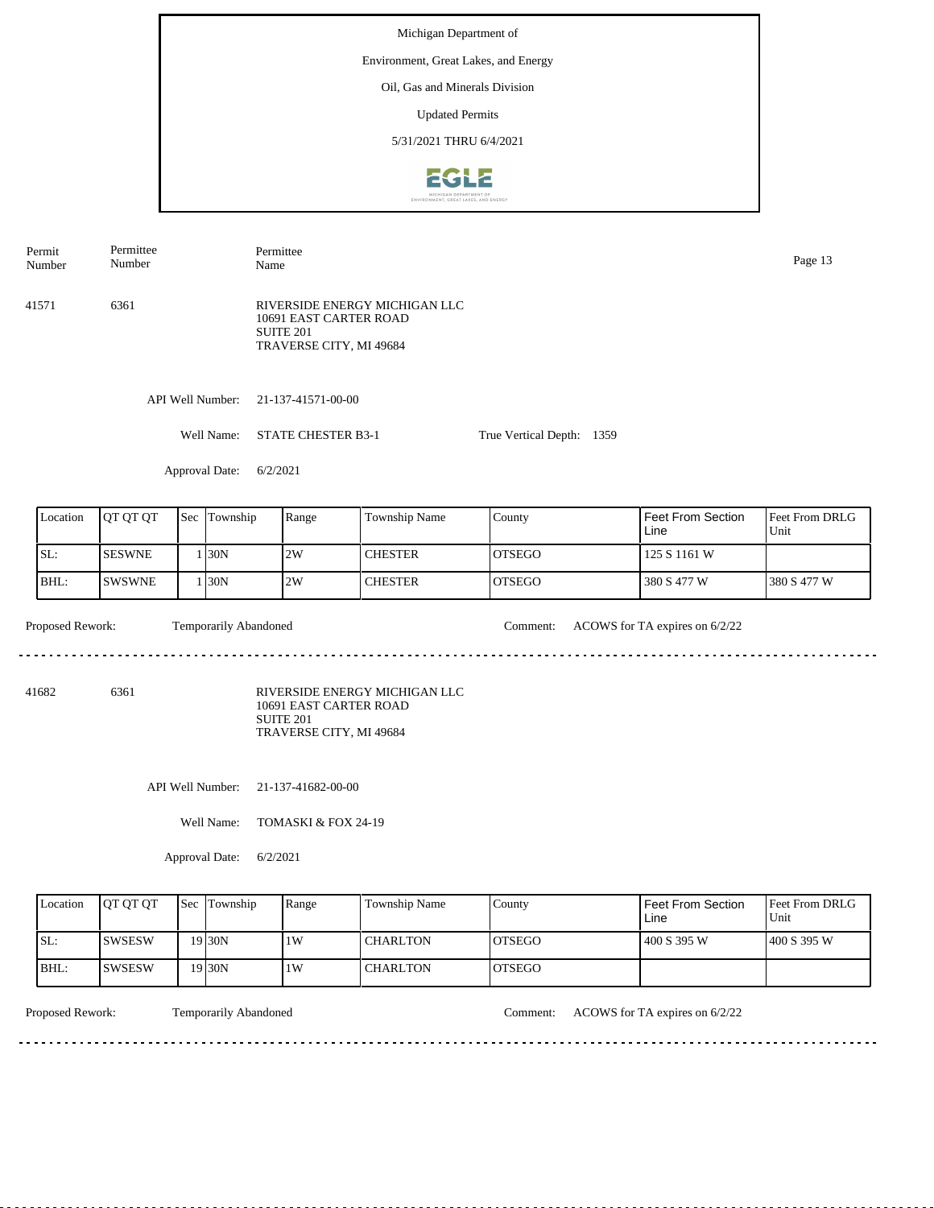Michigan Department of
Environment, Great Lakes, and Energy
Oil, Gas and Minerals Division
Updated Permits
5/31/2021 THRU 6/4/2021

| Permit Number | Permittee Number | Permittee Name |
|---|---|---|
| 41571 | 6361 | RIVERSIDE ENERGY MICHIGAN LLC<br>10691 EAST CARTER ROAD<br>SUITE 201<br>TRAVERSE CITY, MI 49684 |

API Well Number: 21-137-41571-00-00

Well Name: STATE CHESTER B3-1

True Vertical Depth: 1359

Approval Date: 6/2/2021

| Location | QT QT QT | Sec | Township | Range | Township Name | County | Feet From Section Line | Feet From DRLG Unit |
|---|---|---|---|---|---|---|---|---|
| SL: | SESWNE | 1 | 30N | 2W | CHESTER | OTSEGO | 125 S 1161 W | |
| BHL: | SWSWNE | 1 | 30N | 2W | CHESTER | OTSEGO | 380 S 477 W | 380 S 477 W |

Proposed Rework: Temporarily Abandoned

Comment: ACOWS for TA expires on 6/2/22

---

| Permit Number | Permittee Number | Permittee Name |
|---|---|---|
| 41682 | 6361 | RIVERSIDE ENERGY MICHIGAN LLC<br>10691 EAST CARTER ROAD<br>SUITE 201<br>TRAVERSE CITY, MI 49684 |

API Well Number: 21-137-41682-00-00

Well Name: TOMASKI & FOX 24-19

Approval Date: 6/2/2021

| Location | QT QT QT | Sec | Township | Range | Township Name | County | Feet From Section Line | Feet From DRLG Unit |
|---|---|---|---|---|---|---|---|---|
| SL: | SWSESW | 19 | 30N | 1W | CHARLTON | OTSEGO | 400 S 395 W | 400 S 395 W |
| BHL: | SWSESW | 19 | 30N | 1W | CHARLTON | OTSEGO | | |

Proposed Rework: Temporarily Abandoned

Comment: ACOWS for TA expires on 6/2/22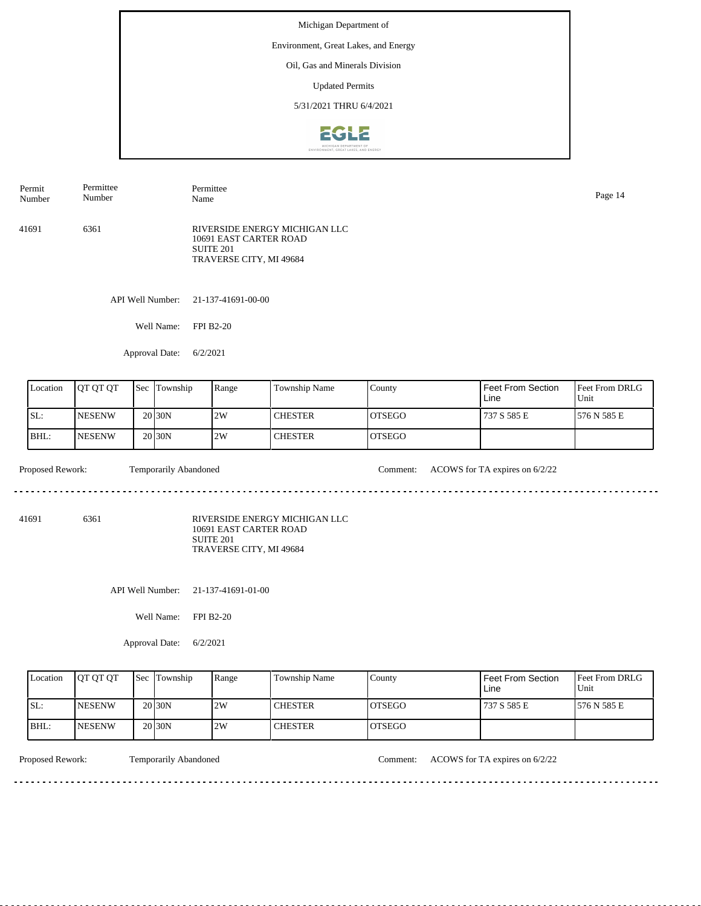Michigan Department of

Environment, Great Lakes, and Energy

Oil, Gas and Minerals Division

Updated Permits

5/31/2021 THRU 6/4/2021

| Permit Number | Permittee Number | Permittee Name |
|---|---|---|
| 41691 | 6361 | RIVERSIDE ENERGY MICHIGAN LLC<br>10691 EAST CARTER ROAD<br>SUITE 201<br>TRAVERSE CITY, MI 49684 |

API Well Number: 21-137-41691-00-00

Well Name: FPI B2-20

Approval Date: 6/2/2021

| Location | QT QT QT | Sec | Township | Range | Township Name | County | Feet From Section Line | Feet From DRLG Unit |
|---|---|---|---|---|---|---|---|---|
| SL: | NESENW | 20 | 30N | 2W | CHESTER | OTSEGO | 737 S 585 E | 576 N 585 E |
| BHL: | NESENW | 20 | 30N | 2W | CHESTER | OTSEGO | | |

Proposed Rework: Temporarily Abandoned

Comment: ACOWS for TA expires on 6/2/22

---

| Permit Number | Permittee Number | Permittee Name |
|---|---|---|
| 41691 | 6361 | RIVERSIDE ENERGY MICHIGAN LLC<br>10691 EAST CARTER ROAD<br>SUITE 201<br>TRAVERSE CITY, MI 49684 |

API Well Number: 21-137-41691-01-00

Well Name: FPI B2-20

Approval Date: 6/2/2021

| Location | QT QT QT | Sec | Township | Range | Township Name | County | Feet From Section Line | Feet From DRLG Unit |
|---|---|---|---|---|---|---|---|---|
| SL: | NESENW | 20 | 30N | 2W | CHESTER | OTSEGO | 737 S 585 E | 576 N 585 E |
| BHL: | NESENW | 20 | 30N | 2W | CHESTER | OTSEGO | | |

Proposed Rework: Temporarily Abandoned

Comment: ACOWS for TA expires on 6/2/22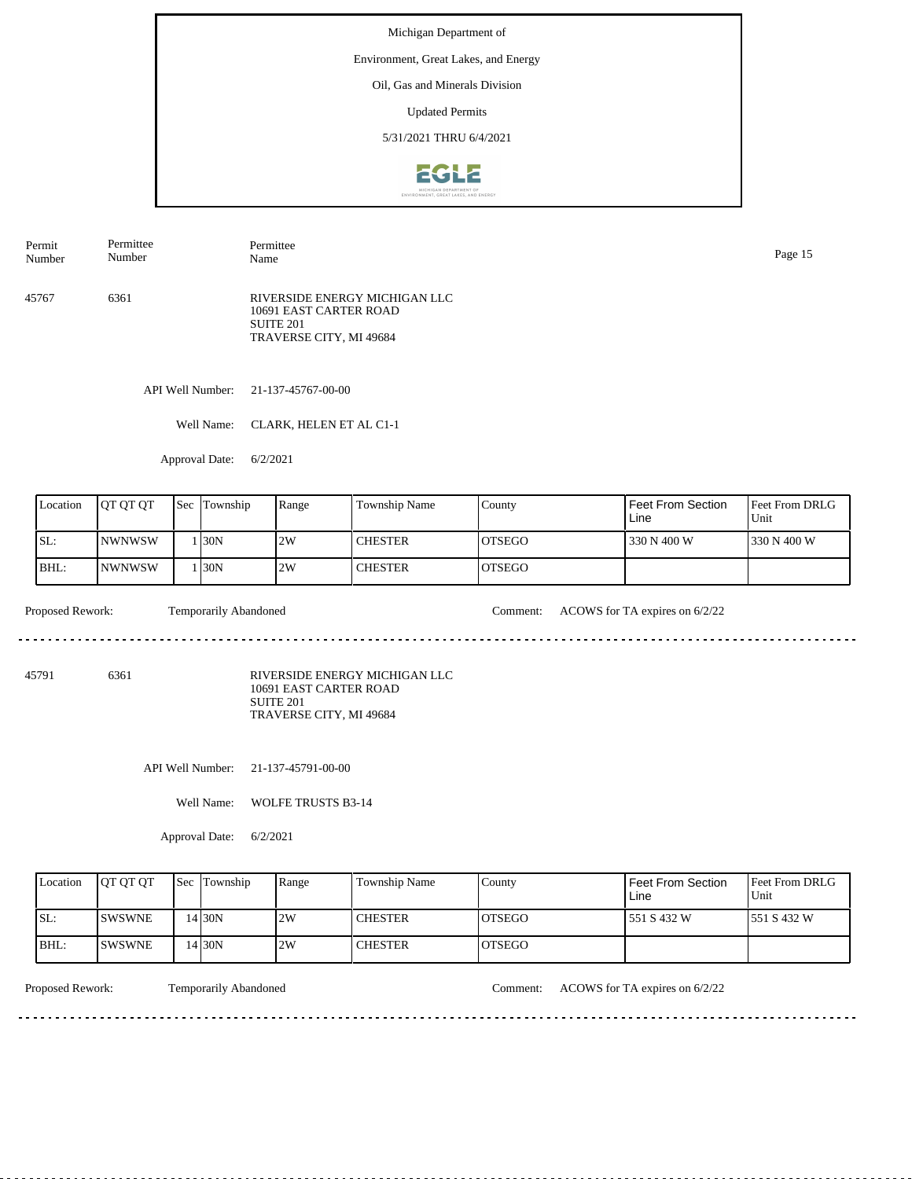Michigan Department of

Environment, Great Lakes, and Energy

Oil, Gas and Minerals Division

Updated Permits

5/31/2021 THRU 6/4/2021

| Permit Number | Permittee Number | Permittee Name |
|---|---|---|
| 45767 | 6361 | RIVERSIDE ENERGY MICHIGAN LLC<br>10691 EAST CARTER ROAD<br>SUITE 201<br>TRAVERSE CITY, MI 49684 |

API Well Number: 21-137-45767-00-00

Well Name: CLARK, HELEN ET AL C1-1

Approval Date: 6/2/2021

| Location | QT QT QT | Sec | Township | Range | Township Name | County | Feet From Section Line | Feet From DRLG Unit |
|---|---|---|---|---|---|---|---|---|
| SL: | NWNWSW | 1 | 30N | 2W | CHESTER | OTSEGO | 330 N 400 W | 330 N 400 W |
| BHL: | NWNWSW | 1 | 30N | 2W | CHESTER | OTSEGO | | |

Proposed Rework: Temporarily Abandoned

Comment: ACOWS for TA expires on 6/2/22

---

| Permit Number | Permittee Number | Permittee Name |
|---|---|---|
| 45791 | 6361 | RIVERSIDE ENERGY MICHIGAN LLC<br>10691 EAST CARTER ROAD<br>SUITE 201<br>TRAVERSE CITY, MI 49684 |

API Well Number: 21-137-45791-00-00

Well Name: WOLFE TRUSTS B3-14

Approval Date: 6/2/2021

| Location | QT QT QT | Sec | Township | Range | Township Name | County | Feet From Section Line | Feet From DRLG Unit |
|---|---|---|---|---|---|---|---|---|
| SL: | SWSWNE | 14 | 30N | 2W | CHESTER | OTSEGO | 551 S 432 W | 551 S 432 W |
| BHL: | SWSWNE | 14 | 30N | 2W | CHESTER | OTSEGO | | |

Proposed Rework: Temporarily Abandoned

Comment: ACOWS for TA expires on 6/2/22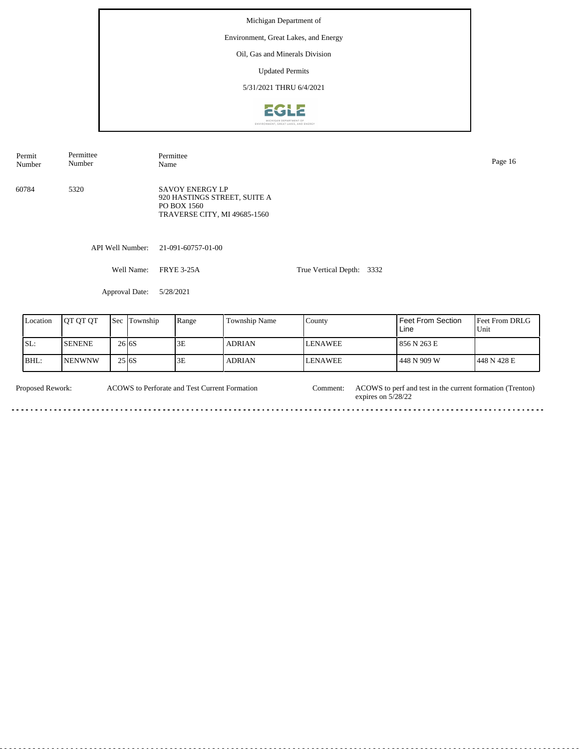Michigan Department of

Environment, Great Lakes, and Energy

Oil, Gas and Minerals Division

Updated Permits

5/31/2021 THRU 6/4/2021

| Permit Number | Permittee Number | Permittee Name |
|---|---|---|
| 60784 | 5320 | SAVOY ENERGY LP<br>920 HASTINGS STREET, SUITE A<br>PO BOX 1560<br>TRAVERSE CITY, MI 49685-1560 |

API Well Number: 21-091-60757-01-00

Well Name: FRYE 3-25A

True Vertical Depth: 3332

Approval Date: 5/28/2021

| Location | QT QT QT | Sec | Township | Range | Township Name | County | Feet From Section Line | Feet From DRLG Unit |
|---|---|---|---|---|---|---|---|---|
| SL: | SENENE | 26 | 6S | 3E | ADRIAN | LENAWEE | 856 N 263 E | |
| BHL: | NENWNW | 25 | 6S | 3E | ADRIAN | LENAWEE | 448 N 909 W | 448 N 428 E |

Proposed Rework: ACOWS to Perforate and Test Current Formation

Comment: ACOWS to perf and test in the current formation (Trenton) expires on 5/28/22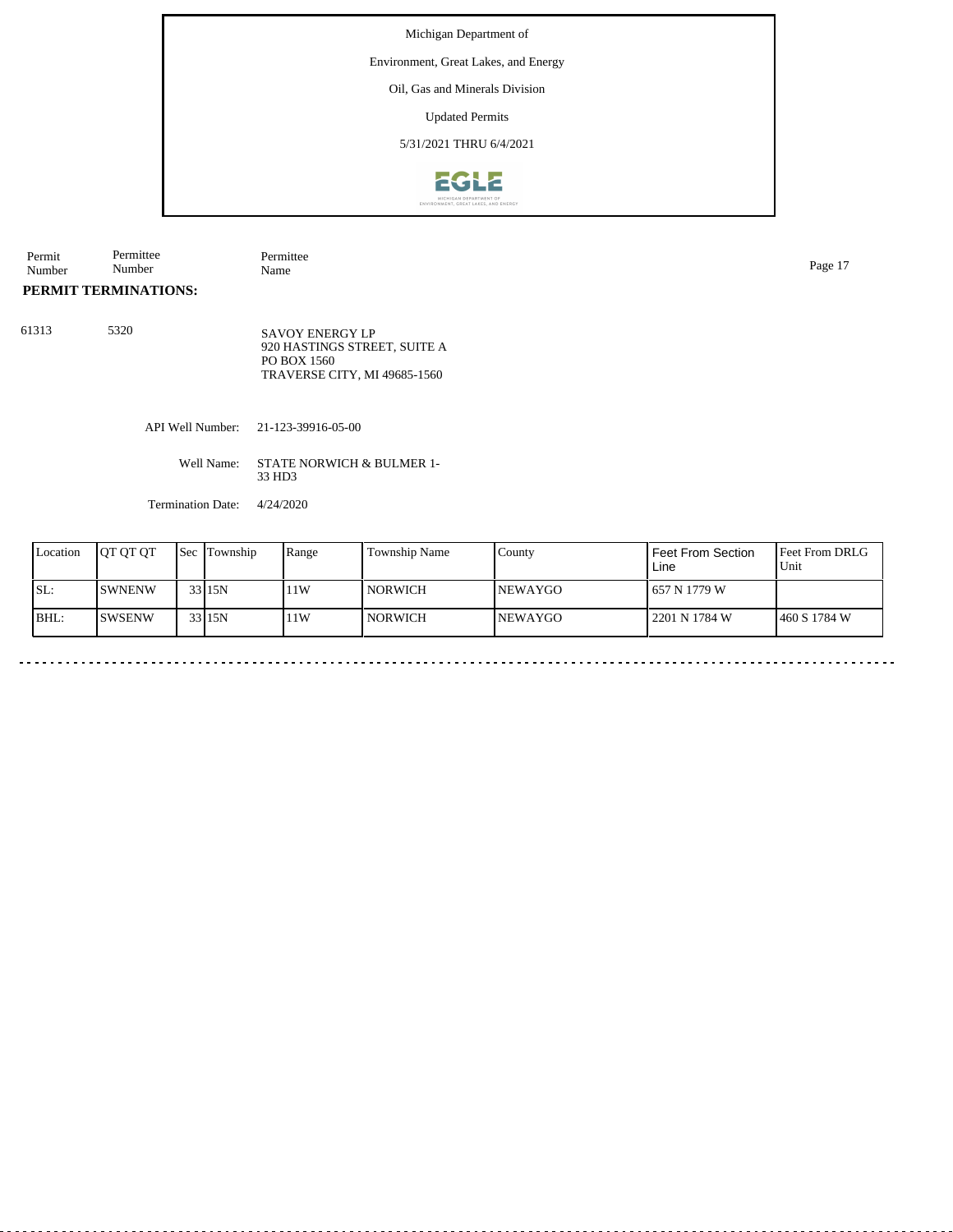Michigan Department of

Environment, Great Lakes, and Energy

Oil, Gas and Minerals Division

Updated Permits

5/31/2021 THRU 6/4/2021

| Permit Number | Permittee Number | Permittee Name |
|---|---|---|

**PERMIT TERMINATIONS:**

61313 5320

SAVOY ENERGY LP
920 HASTINGS STREET, SUITE A
PO BOX 1560
TRAVERSE CITY, MI 49685-1560

API Well Number: 21-123-39916-05-00

Well Name: STATE NORWICH & BULMER 1-33 HD3

Termination Date: 4/24/2020

| Location | QT QT QT | Sec | Township | Range | Township Name | County | Feet From Section Line | Feet From DRLG Unit |
|---|---|---|---|---|---|---|---|---|
| SL: | SWNENW | 33 | 15N | 11W | NORWICH | NEWAYGO | 657 N 1779 W | |
| BHL: | SWSENW | 33 | 15N | 11W | NORWICH | NEWAYGO | 2201 N 1784 W | 460 S 1784 W |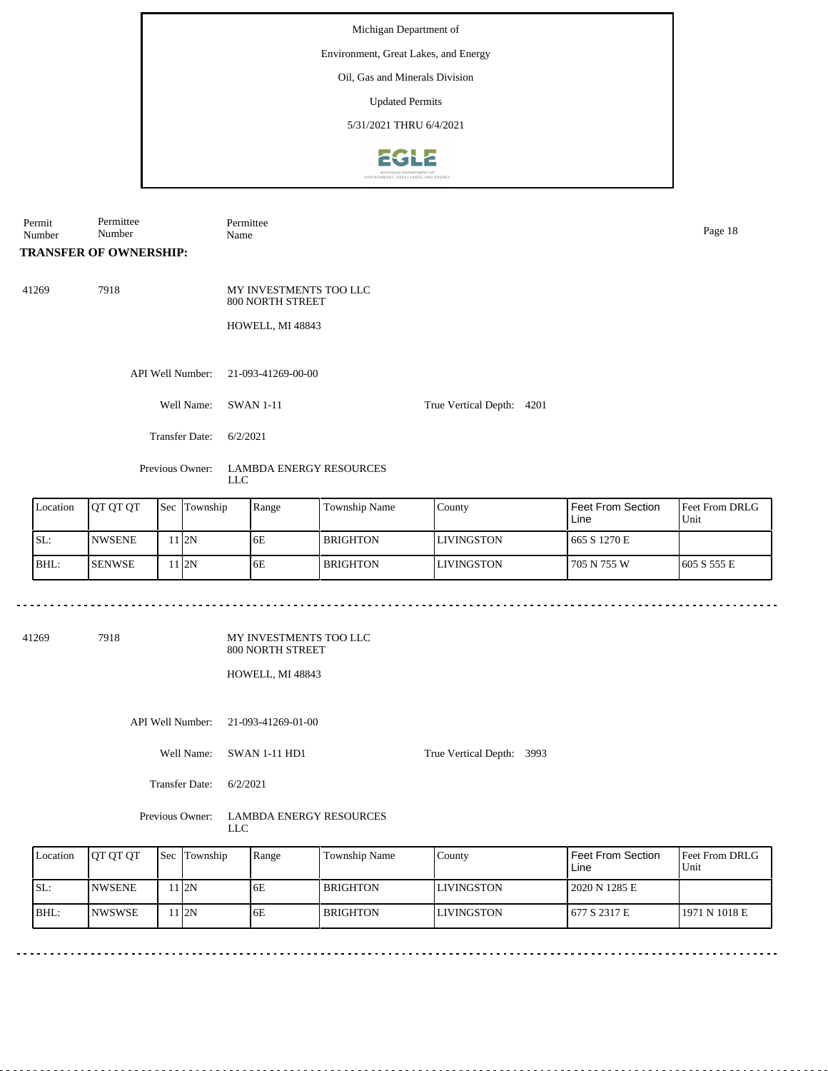Michigan Department of

Environment, Great Lakes, and Energy

Oil, Gas and Minerals Division

Updated Permits

5/31/2021 THRU 6/4/2021

| Permit Number | Permittee Number | Permittee Name |
|---|---|---|

**TRANSFER OF OWNERSHIP:**

41269 7918 MY INVESTMENTS TOO LLC
800 NORTH STREET

HOWELL, MI 48843

API Well Number: 21-093-41269-00-00

Well Name: SWAN 1-11

True Vertical Depth: 4201

Transfer Date: 6/2/2021

Previous Owner: LAMBDA ENERGY RESOURCES LLC

| Location | QT QT QT | Sec | Township | Range | Township Name | County | Feet From Section Line | Feet From DRLG Unit |
|---|---|---|---|---|---|---|---|---|
| SL: | NWSENE | 11 | 2N | 6E | BRIGHTON | LIVINGSTON | 665 S 1270 E | |
| BHL: | SENWSE | 11 | 2N | 6E | BRIGHTON | LIVINGSTON | 705 N 755 W | 605 S 555 E |

41269 7918 MY INVESTMENTS TOO LLC
800 NORTH STREET

HOWELL, MI 48843

API Well Number: 21-093-41269-01-00

Well Name: SWAN 1-11 HD1

True Vertical Depth: 3993

Transfer Date: 6/2/2021

Previous Owner: LAMBDA ENERGY RESOURCES LLC

| Location | QT QT QT | Sec | Township | Range | Township Name | County | Feet From Section Line | Feet From DRLG Unit |
|---|---|---|---|---|---|---|---|---|
| SL: | NWSENE | 11 | 2N | 6E | BRIGHTON | LIVINGSTON | 2020 N 1285 E | |
| BHL: | NWSWSE | 11 | 2N | 6E | BRIGHTON | LIVINGSTON | 677 S 2317 E | 1971 N 1018 E |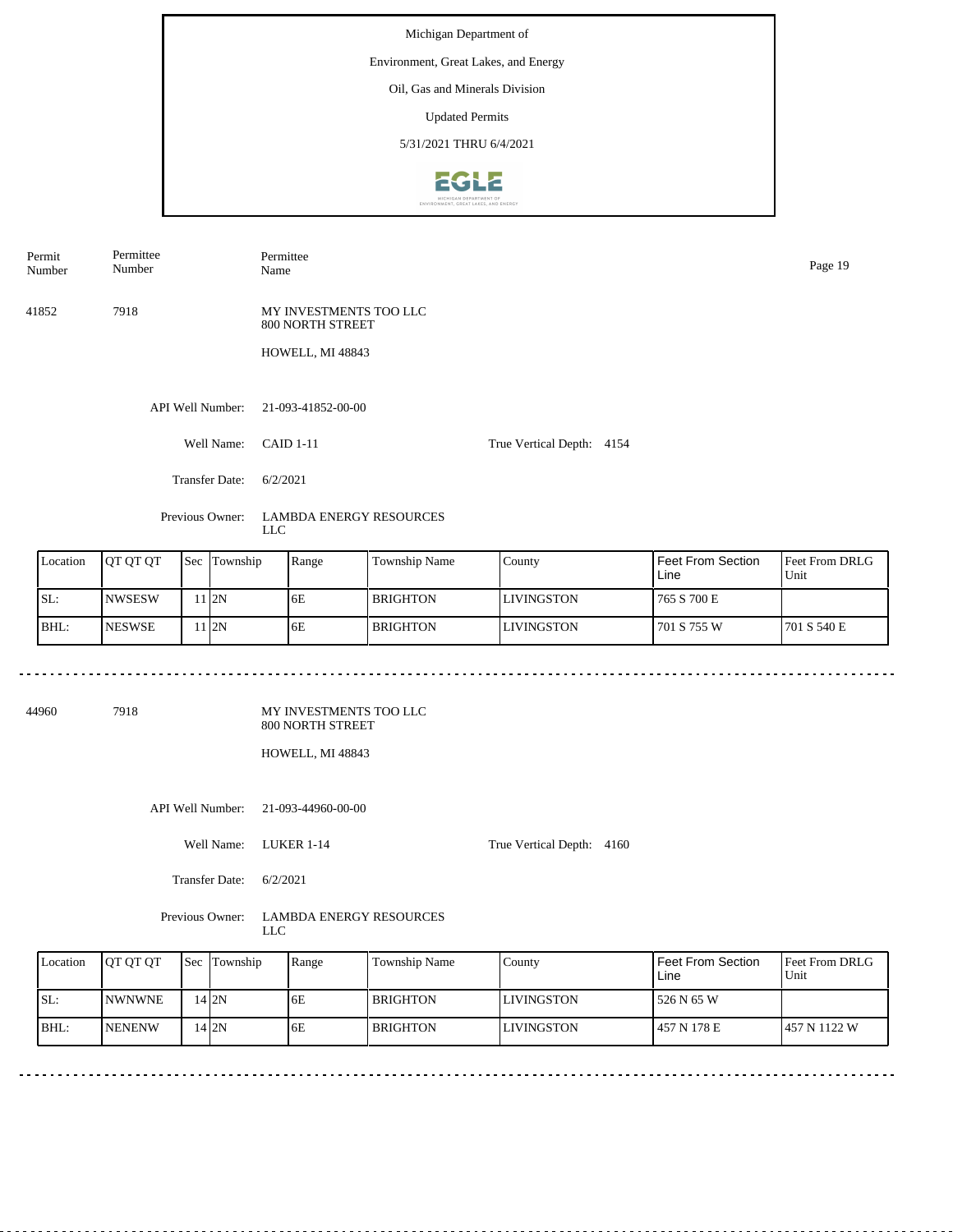Michigan Department of

Environment, Great Lakes, and Energy

Oil, Gas and Minerals Division

Updated Permits

5/31/2021 THRU 6/4/2021

| Permit Number | Permittee Number | Permittee Name |
|---|---|---|
| 41852 | 7918 | MY INVESTMENTS TOO LLC<br>800 NORTH STREET<br>HOWELL, MI 48843 |

API Well Number: 21-093-41852-00-00

Well Name: CAID 1-11

True Vertical Depth: 4154

Transfer Date: 6/2/2021

Previous Owner: LAMBDA ENERGY RESOURCES LLC

| Location | QT QT QT | Sec | Township | Range | Township Name | County | Feet From Section Line | Feet From DRLG Unit |
|---|---|---|---|---|---|---|---|---|
| SL: | NWSESW | 11 | 2N | 6E | BRIGHTON | LIVINGSTON | 765 S 700 E | |
| BHL: | NESWSE | 11 | 2N | 6E | BRIGHTON | LIVINGSTON | 701 S 755 W | 701 S 540 E |

---

| Permit Number | Permittee Number | Permittee Name |
|---|---|---|
| 44960 | 7918 | MY INVESTMENTS TOO LLC<br>800 NORTH STREET<br>HOWELL, MI 48843 |

API Well Number: 21-093-44960-00-00

Well Name: LUKER 1-14

True Vertical Depth: 4160

Transfer Date: 6/2/2021

Previous Owner: LAMBDA ENERGY RESOURCES LLC

| Location | QT QT QT | Sec | Township | Range | Township Name | County | Feet From Section Line | Feet From DRLG Unit |
|---|---|---|---|---|---|---|---|---|
| SL: | NWNWNE | 14 | 2N | 6E | BRIGHTON | LIVINGSTON | 526 N 65 W | |
| BHL: | NENENW | 14 | 2N | 6E | BRIGHTON | LIVINGSTON | 457 N 178 E | 457 N 1122 W |